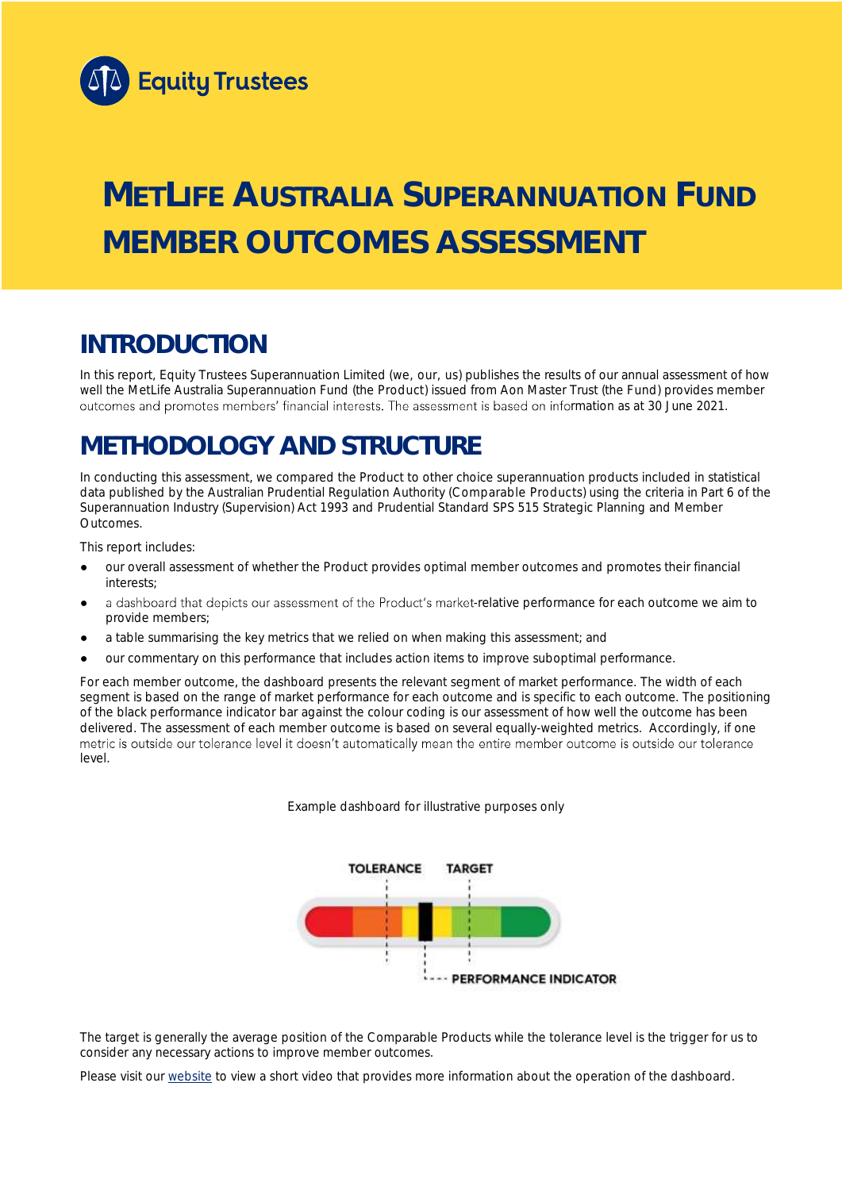Equity Trustees

# METLIFE AUSTRALIA SUPERANNUATION FUND MEMBER OUTCOMES ASSESSMENT

## INTRODUCTION

In this report, Equity Trustees Superannuation Limited (we, our, us) publishes the results of our annual assessment of how well the MetLife Australia Superannuation Fund (the Product) issued from Aon Master Trust (the Fund) provides member outcomes and promotes members' financial interests. The assessment is based on information as at 30 June 2021.

## METHODOLOGY AND STRUCTURE

In conducting this assessment, we compared the Product to other choice superannuation products included in statistical data published by the Australian Prudential Regulation Authority (Comparable Products) using the criteria in Part 6 of the Superannuation Industry (Supervision) Act 1993 and Prudential Standard SPS 515 Strategic Planning and Member Outcomes.

This report includes:

- our overall assessment of whether the Product provides optimal member outcomes and promotes their financial interests;
- a dashboard that depicts our assessment of the Product's market-relative performance for each outcome we aim to provide members;
- a table summarising the key metrics that we relied on when making this assessment; and
- our commentary on this performance that includes action items to improve suboptimal performance.

For each member outcome, the dashboard presents the relevant segment of market performance. The width of each segment is based on the range of market performance for each outcome and is specific to each outcome. The positioning of the black performance indicator bar against the colour coding is our assessment of how well the outcome has been delivered. The assessment of each member outcome is based on several equally-weighted metrics. Accordingly, if one metric is outside our tolerance level it doesn't automatically mean the entire member outcome is outside our tolerance level.

Example dashboard for illustrative purposes only

TOLERANCE TARGET

PERFORMANCE INDICATOR

The target is generally the average position of the Comparable Products while the tolerance level is the trigger for us to consider any necessary actions to improve member outcomes.

Please visit our website to view a short video that provides more information about the operation of the dashboard.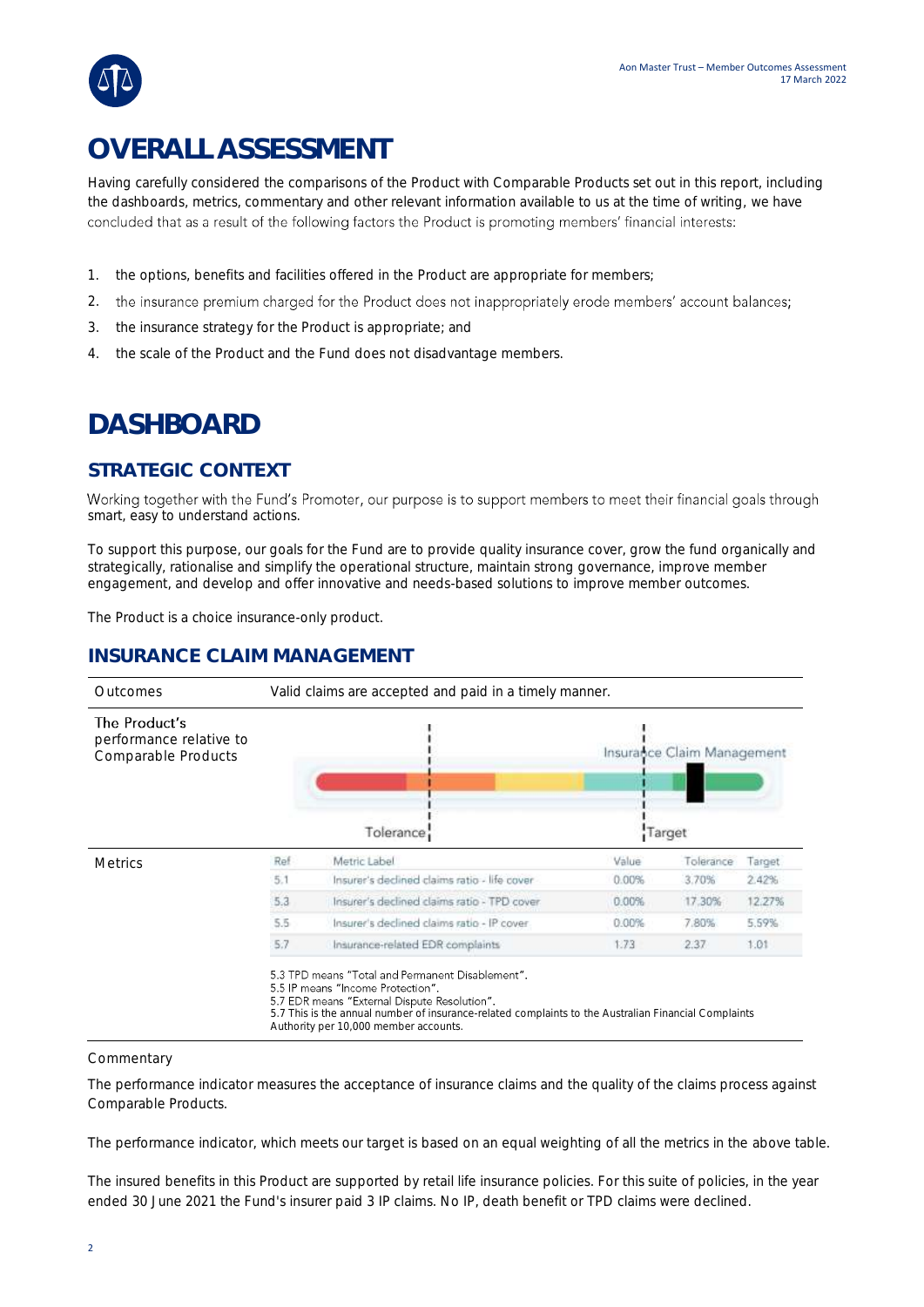# OVERALL ASSESSMENT

Having carefully considered the comparisons of the Product with Comparable Products set out in this report, including the dashboards, metrics, commentary and other relevant information available to us at the time of writing, we have concluded that as a result of the following factors the Product is promoting members' financial interests:

1. the options, benefits and facilities offered in the Product are appropriate for members;
2. the insurance premium charged for the Product does not inappropriately erode members' account balances;
3. the insurance strategy for the Product is appropriate; and
4. the scale of the Product and the Fund does not disadvantage members.

# DASHBOARD

## STRATEGIC CONTEXT

Working together with the Fund's Promoter, our purpose is to support members to meet their financial goals through smart, easy to understand actions.

To support this purpose, our goals for the Fund are to provide quality insurance cover, grow the fund organically and strategically, rationalise and simplify the operational structure, maintain strong governance, improve member engagement, and develop and offer innovative and needs-based solutions to improve member outcomes.

The Product is a choice insurance-only product.

## INSURANCE CLAIM MANAGEMENT

**Outcomes:** Valid claims are accepted and paid in a timely manner.

**The Product's performance relative to Comparable Products:** Insurance Claim Management (Tolerance / Target)

**Metrics**

| Ref | Metric Label | Value | Tolerance | Target |
|---|---|---|---|---|
| 5.1 | Insurer's declined claims ratio - life cover | 0.00% | 3.70% | 2.42% |
| 5.3 | Insurer's declined claims ratio - TPD cover | 0.00% | 17.30% | 12.27% |
| 5.5 | Insurer's declined claims ratio - IP cover | 0.00% | 7.80% | 5.59% |
| 5.7 | Insurance-related EDR complaints | 1.73 | 2.37 | 1.01 |

5.3 TPD means "Total and Permanent Disablement".
5.5 IP means "Income Protection".
5.7 EDR means "External Dispute Resolution".
5.7 This is the annual number of insurance-related complaints to the Australian Financial Complaints Authority per 10,000 member accounts.

Commentary

The performance indicator measures the acceptance of insurance claims and the quality of the claims process against Comparable Products.

The performance indicator, which meets our target is based on an equal weighting of all the metrics in the above table.

The insured benefits in this Product are supported by retail life insurance policies. For this suite of policies, in the year ended 30 June 2021 the Fund's insurer paid 3 IP claims. No IP, death benefit or TPD claims were declined.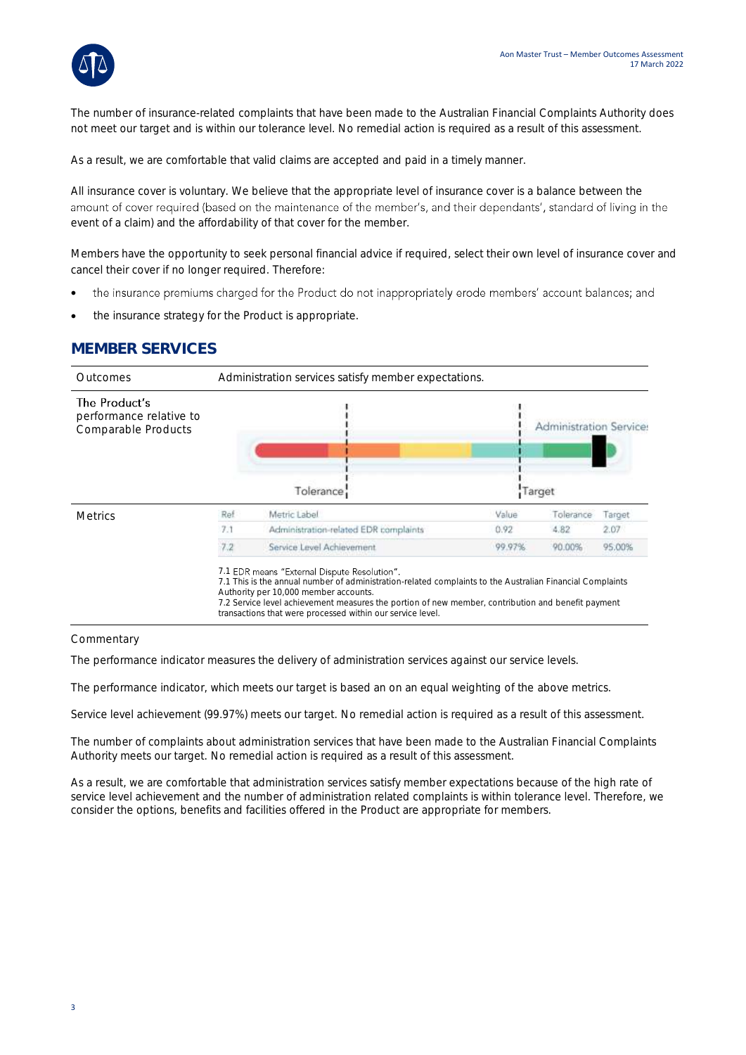The number of insurance-related complaints that have been made to the Australian Financial Complaints Authority does not meet our target and is within our tolerance level. No remedial action is required as a result of this assessment.

As a result, we are comfortable that valid claims are accepted and paid in a timely manner.

All insurance cover is voluntary. We believe that the appropriate level of insurance cover is a balance between the amount of cover required (based on the maintenance of the member's, and their dependants', standard of living in the event of a claim) and the affordability of that cover for the member.

Members have the opportunity to seek personal financial advice if required, select their own level of insurance cover and cancel their cover if no longer required. Therefore:

- the insurance premiums charged for the Product do not inappropriately erode members' account balances; and
- the insurance strategy for the Product is appropriate.

## MEMBER SERVICES

| Outcomes | Administration services satisfy member expectations. |
|---|---|
| The Product's performance relative to Comparable Products | Administration Services (Tolerance / Target) |

**Metrics**

| Ref | Metric Label | Value | Tolerance | Target |
|---|---|---|---|---|
| 7.1 | Administration-related EDR complaints | 0.92 | 4.82 | 2.07 |
| 7.2 | Service Level Achievement | 99.97% | 90.00% | 95.00% |

7.1 EDR means "External Dispute Resolution".
7.1 This is the annual number of administration-related complaints to the Australian Financial Complaints Authority per 10,000 member accounts.
7.2 Service level achievement measures the portion of new member, contribution and benefit payment transactions that were processed within our service level.

Commentary

The performance indicator measures the delivery of administration services against our service levels.

The performance indicator, which meets our target is based an on an equal weighting of the above metrics.

Service level achievement (99.97%) meets our target. No remedial action is required as a result of this assessment.

The number of complaints about administration services that have been made to the Australian Financial Complaints Authority meets our target. No remedial action is required as a result of this assessment.

As a result, we are comfortable that administration services satisfy member expectations because of the high rate of service level achievement and the number of administration related complaints is within tolerance level. Therefore, we consider the options, benefits and facilities offered in the Product are appropriate for members.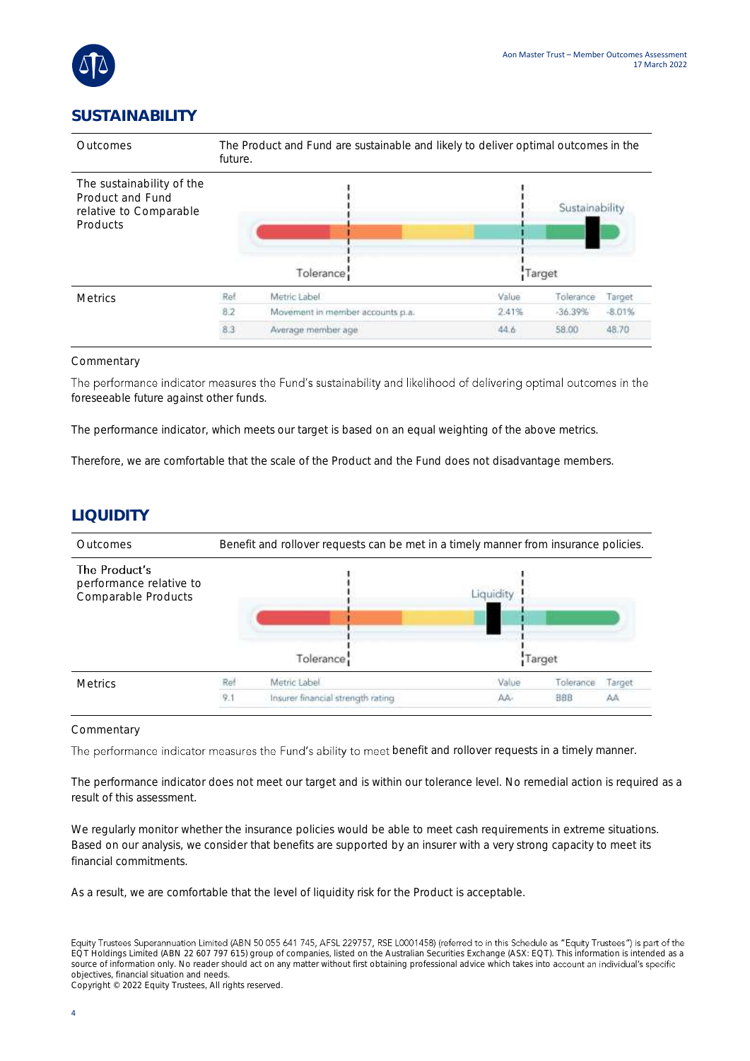## SUSTAINABILITY

| | |
|---|---|
| Outcomes | The Product and Fund are sustainable and likely to deliver optimal outcomes in the future. |
| The sustainability of the Product and Fund relative to Comparable Products | Sustainability<br>Tolerance<br>Target |
| Metrics | see below |

| Ref | Metric Label | Value | Tolerance | Target |
|---|---|---|---|---|
| 8.2 | Movement in member accounts p.a. | 2.41% | -36.39% | -8.01% |
| 8.3 | Average member age | 44.6 | 58.00 | 48.70 |

Commentary

The performance indicator measures the Fund's sustainability and likelihood of delivering optimal outcomes in the foreseeable future against other funds.

The performance indicator, which meets our target is based on an equal weighting of the above metrics.

Therefore, we are comfortable that the scale of the Product and the Fund does not disadvantage members.

## LIQUIDITY

| | |
|---|---|
| Outcomes | Benefit and rollover requests can be met in a timely manner from insurance policies. |
| The Product's performance relative to Comparable Products | Liquidity<br>Tolerance<br>Target |
| Metrics | see below |

| Ref | Metric Label | Value | Tolerance | Target |
|---|---|---|---|---|
| 9.1 | Insurer financial strength rating | AA- | BBB | AA |

Commentary

The performance indicator measures the Fund's ability to meet benefit and rollover requests in a timely manner.

The performance indicator does not meet our target and is within our tolerance level. No remedial action is required as a result of this assessment.

We regularly monitor whether the insurance policies would be able to meet cash requirements in extreme situations. Based on our analysis, we consider that benefits are supported by an insurer with a very strong capacity to meet its financial commitments.

As a result, we are comfortable that the level of liquidity risk for the Product is acceptable.

Equity Trustees Superannuation Limited (ABN 50 055 641 745, AFSL 229757, RSE L0001458) (referred to in this Schedule as "Equity Trustees") is part of the EQT Holdings Limited (ABN 22 607 797 615) group of companies, listed on the Australian Securities Exchange (ASX: EQT). This information is intended as a source of information only. No reader should act on any matter without first obtaining professional advice which takes into account an individual's specific objectives, financial situation and needs.
Copyright © 2022 Equity Trustees, All rights reserved.